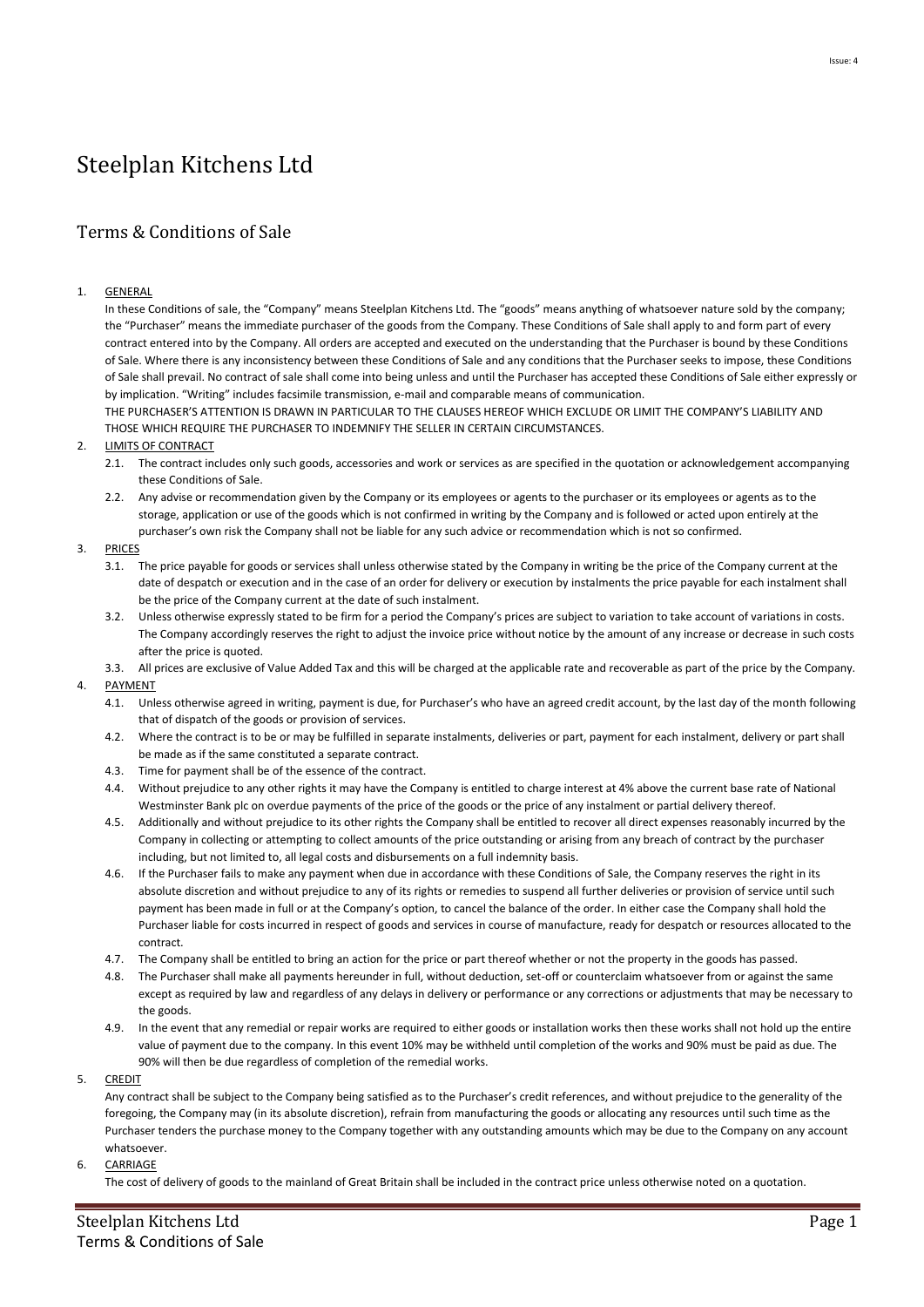# Steelplan Kitchens Ltd

## Terms & Conditions of Sale

1. GENERAL

   In these Conditions of sale, the "Company" means Steelplan Kitchens Ltd. The "goods" means anything of whatsoever nature sold by the company; the "Purchaser" means the immediate purchaser of the goods from the Company. These Conditions of Sale shall apply to and form part of every contract entered into by the Company. All orders are accepted and executed on the understanding that the Purchaser is bound by these Conditions of Sale. Where there is any inconsistency between these Conditions of Sale and any conditions that the Purchaser seeks to impose, these Conditions of Sale shall prevail. No contract of sale shall come into being unless and until the Purchaser has accepted these Conditions of Sale either expressly or by implication. "Writing" includes facsimile transmission, e-mail and comparable means of communication.

   THE PURCHASER'S ATTENTION IS DRAWN IN PARTICULAR TO THE CLAUSES HEREOF WHICH EXCLUDE OR LIMIT THE COMPANY'S LIABILITY AND THOSE WHICH REQUIRE THE PURCHASER TO INDEMNIFY THE SELLER IN CERTAIN CIRCUMSTANCES.

2. LIMITS OF CONTRACT
   - 2.1. The contract includes only such goods, accessories and work or services as are specified in the quotation or acknowledgement accompanying these Conditions of Sale.
   - 2.2. Any advise or recommendation given by the Company or its employees or agents to the purchaser or its employees or agents as to the storage, application or use of the goods which is not confirmed in writing by the Company and is followed or acted upon entirely at the purchaser's own risk the Company shall not be liable for any such advice or recommendation which is not so confirmed.

3. PRICES
   - 3.1. The price payable for goods or services shall unless otherwise stated by the Company in writing be the price of the Company current at the date of despatch or execution and in the case of an order for delivery or execution by instalments the price payable for each instalment shall be the price of the Company current at the date of such instalment.
   - 3.2. Unless otherwise expressly stated to be firm for a period the Company's prices are subject to variation to take account of variations in costs. The Company accordingly reserves the right to adjust the invoice price without notice by the amount of any increase or decrease in such costs after the price is quoted.
   - 3.3. All prices are exclusive of Value Added Tax and this will be charged at the applicable rate and recoverable as part of the price by the Company.

4. PAYMENT
   - 4.1. Unless otherwise agreed in writing, payment is due, for Purchaser's who have an agreed credit account, by the last day of the month following that of dispatch of the goods or provision of services.
   - 4.2. Where the contract is to be or may be fulfilled in separate instalments, deliveries or part, payment for each instalment, delivery or part shall be made as if the same constituted a separate contract.
   - 4.3. Time for payment shall be of the essence of the contract.
   - 4.4. Without prejudice to any other rights it may have the Company is entitled to charge interest at 4% above the current base rate of National Westminster Bank plc on overdue payments of the price of the goods or the price of any instalment or partial delivery thereof.
   - 4.5. Additionally and without prejudice to its other rights the Company shall be entitled to recover all direct expenses reasonably incurred by the Company in collecting or attempting to collect amounts of the price outstanding or arising from any breach of contract by the purchaser including, but not limited to, all legal costs and disbursements on a full indemnity basis.
   - 4.6. If the Purchaser fails to make any payment when due in accordance with these Conditions of Sale, the Company reserves the right in its absolute discretion and without prejudice to any of its rights or remedies to suspend all further deliveries or provision of service until such payment has been made in full or at the Company's option, to cancel the balance of the order. In either case the Company shall hold the Purchaser liable for costs incurred in respect of goods and services in course of manufacture, ready for despatch or resources allocated to the contract.
   - 4.7. The Company shall be entitled to bring an action for the price or part thereof whether or not the property in the goods has passed.
   - 4.8. The Purchaser shall make all payments hereunder in full, without deduction, set-off or counterclaim whatsoever from or against the same except as required by law and regardless of any delays in delivery or performance or any corrections or adjustments that may be necessary to the goods.
   - 4.9. In the event that any remedial or repair works are required to either goods or installation works then these works shall not hold up the entire value of payment due to the company. In this event 10% may be withheld until completion of the works and 90% must be paid as due. The 90% will then be due regardless of completion of the remedial works.

5. CREDIT

   Any contract shall be subject to the Company being satisfied as to the Purchaser's credit references, and without prejudice to the generality of the foregoing, the Company may (in its absolute discretion), refrain from manufacturing the goods or allocating any resources until such time as the Purchaser tenders the purchase money to the Company together with any outstanding amounts which may be due to the Company on any account whatsoever.

6. CARRIAGE

   The cost of delivery of goods to the mainland of Great Britain shall be included in the contract price unless otherwise noted on a quotation.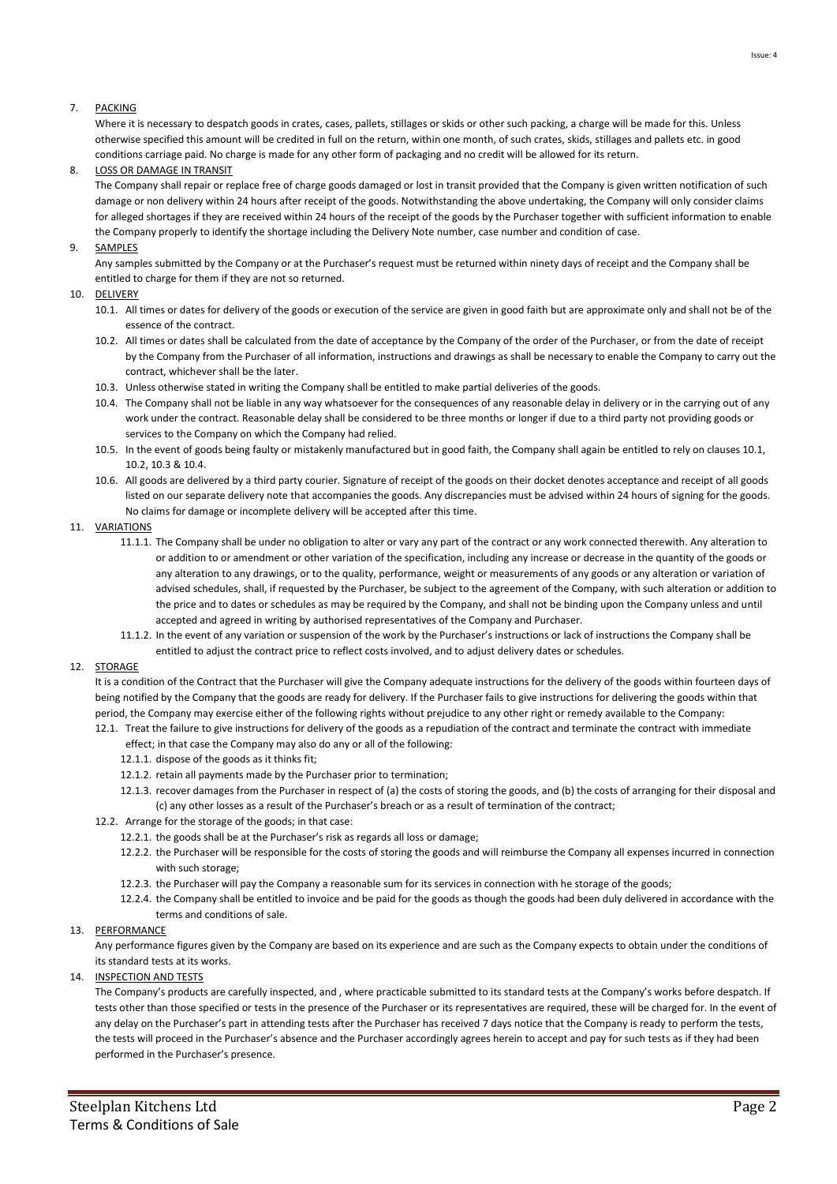7. PACKING

   Where it is necessary to despatch goods in crates, cases, pallets, stillages or skids or other such packing, a charge will be made for this. Unless otherwise specified this amount will be credited in full on the return, within one month, of such crates, skids, stillages and pallets etc. in good conditions carriage paid. No charge is made for any other form of packaging and no credit will be allowed for its return.

8. LOSS OR DAMAGE IN TRANSIT

   The Company shall repair or replace free of charge goods damaged or lost in transit provided that the Company is given written notification of such damage or non delivery within 24 hours after receipt of the goods. Notwithstanding the above undertaking, the Company will only consider claims for alleged shortages if they are received within 24 hours of the receipt of the goods by the Purchaser together with sufficient information to enable the Company properly to identify the shortage including the Delivery Note number, case number and condition of case.

9. SAMPLES

   Any samples submitted by the Company or at the Purchaser's request must be returned within ninety days of receipt and the Company shall be entitled to charge for them if they are not so returned.

10. DELIVERY

    10.1. All times or dates for delivery of the goods or execution of the service are given in good faith but are approximate only and shall not be of the essence of the contract.

    10.2. All times or dates shall be calculated from the date of acceptance by the Company of the order of the Purchaser, or from the date of receipt by the Company from the Purchaser of all information, instructions and drawings as shall be necessary to enable the Company to carry out the contract, whichever shall be the later.

    10.3. Unless otherwise stated in writing the Company shall be entitled to make partial deliveries of the goods.

    10.4. The Company shall not be liable in any way whatsoever for the consequences of any reasonable delay in delivery or in the carrying out of any work under the contract. Reasonable delay shall be considered to be three months or longer if due to a third party not providing goods or services to the Company on which the Company had relied.

    10.5. In the event of goods being faulty or mistakenly manufactured but in good faith, the Company shall again be entitled to rely on clauses 10.1, 10.2, 10.3 & 10.4.

    10.6. All goods are delivered by a third party courier. Signature of receipt of the goods on their docket denotes acceptance and receipt of all goods listed on our separate delivery note that accompanies the goods. Any discrepancies must be advised within 24 hours of signing for the goods. No claims for damage or incomplete delivery will be accepted after this time.

11. VARIATIONS

    11.1.1. The Company shall be under no obligation to alter or vary any part of the contract or any work connected therewith. Any alteration to or addition to or amendment or other variation of the specification, including any increase or decrease in the quantity of the goods or any alteration to any drawings, or to the quality, performance, weight or measurements of any goods or any alteration or variation of advised schedules, shall, if requested by the Purchaser, be subject to the agreement of the Company, with such alteration or addition to the price and to dates or schedules as may be required by the Company, and shall not be binding upon the Company unless and until accepted and agreed in writing by authorised representatives of the Company and Purchaser.

    11.1.2. In the event of any variation or suspension of the work by the Purchaser's instructions or lack of instructions the Company shall be entitled to adjust the contract price to reflect costs involved, and to adjust delivery dates or schedules.

12. STORAGE

    It is a condition of the Contract that the Purchaser will give the Company adequate instructions for the delivery of the goods within fourteen days of being notified by the Company that the goods are ready for delivery. If the Purchaser fails to give instructions for delivering the goods within that period, the Company may exercise either of the following rights without prejudice to any other right or remedy available to the Company:

    12.1. Treat the failure to give instructions for delivery of the goods as a repudiation of the contract and terminate the contract with immediate effect; in that case the Company may also do any or all of the following:

      12.1.1. dispose of the goods as it thinks fit;

      12.1.2. retain all payments made by the Purchaser prior to termination;

      12.1.3. recover damages from the Purchaser in respect of (a) the costs of storing the goods, and (b) the costs of arranging for their disposal and (c) any other losses as a result of the Purchaser's breach or as a result of termination of the contract;

    12.2. Arrange for the storage of the goods; in that case:

      12.2.1. the goods shall be at the Purchaser's risk as regards all loss or damage;

      12.2.2. the Purchaser will be responsible for the costs of storing the goods and will reimburse the Company all expenses incurred in connection with such storage;

      12.2.3. the Purchaser will pay the Company a reasonable sum for its services in connection with he storage of the goods;

      12.2.4. the Company shall be entitled to invoice and be paid for the goods as though the goods had been duly delivered in accordance with the terms and conditions of sale.

13. PERFORMANCE

    Any performance figures given by the Company are based on its experience and are such as the Company expects to obtain under the conditions of its standard tests at its works.

14. INSPECTION AND TESTS

    The Company's products are carefully inspected, and , where practicable submitted to its standard tests at the Company's works before despatch. If tests other than those specified or tests in the presence of the Purchaser or its representatives are required, these will be charged for. In the event of any delay on the Purchaser's part in attending tests after the Purchaser has received 7 days notice that the Company is ready to perform the tests, the tests will proceed in the Purchaser's absence and the Purchaser accordingly agrees herein to accept and pay for such tests as if they had been performed in the Purchaser's presence.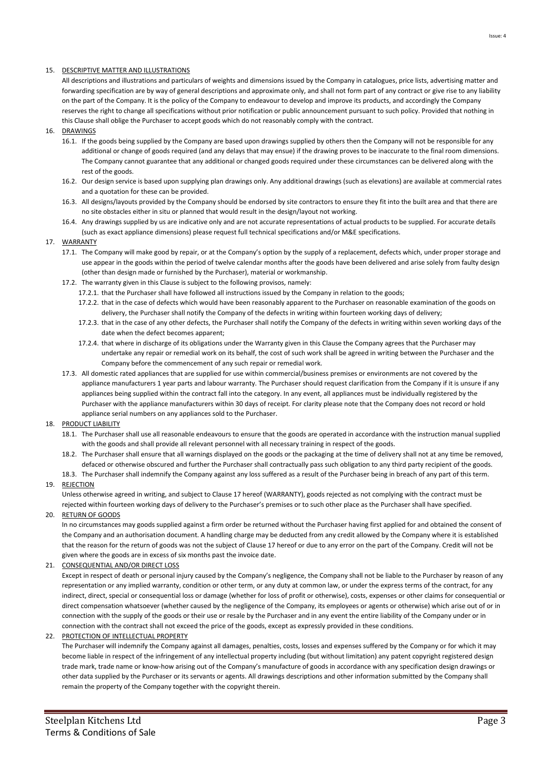## 15. DESCRIPTIVE MATTER AND ILLUSTRATIONS

All descriptions and illustrations and particulars of weights and dimensions issued by the Company in catalogues, price lists, advertising matter and forwarding specification are by way of general descriptions and approximate only, and shall not form part of any contract or give rise to any liability on the part of the Company. It is the policy of the Company to endeavour to develop and improve its products, and accordingly the Company reserves the right to change all specifications without prior notification or public announcement pursuant to such policy. Provided that nothing in this Clause shall oblige the Purchaser to accept goods which do not reasonably comply with the contract.

## 16. DRAWINGS

16.1. If the goods being supplied by the Company are based upon drawings supplied by others then the Company will not be responsible for any additional or change of goods required (and any delays that may ensue) if the drawing proves to be inaccurate to the final room dimensions. The Company cannot guarantee that any additional or changed goods required under these circumstances can be delivered along with the rest of the goods.

16.2. Our design service is based upon supplying plan drawings only. Any additional drawings (such as elevations) are available at commercial rates and a quotation for these can be provided.

16.3. All designs/layouts provided by the Company should be endorsed by site contractors to ensure they fit into the built area and that there are no site obstacles either in situ or planned that would result in the design/layout not working.

16.4. Any drawings supplied by us are indicative only and are not accurate representations of actual products to be supplied. For accurate details (such as exact appliance dimensions) please request full technical specifications and/or M&E specifications.

## 17. WARRANTY

17.1. The Company will make good by repair, or at the Company's option by the supply of a replacement, defects which, under proper storage and use appear in the goods within the period of twelve calendar months after the goods have been delivered and arise solely from faulty design (other than design made or furnished by the Purchaser), material or workmanship.

17.2. The warranty given in this Clause is subject to the following provisos, namely:

17.2.1. that the Purchaser shall have followed all instructions issued by the Company in relation to the goods;

17.2.2. that in the case of defects which would have been reasonably apparent to the Purchaser on reasonable examination of the goods on delivery, the Purchaser shall notify the Company of the defects in writing within fourteen working days of delivery;

17.2.3. that in the case of any other defects, the Purchaser shall notify the Company of the defects in writing within seven working days of the date when the defect becomes apparent;

17.2.4. that where in discharge of its obligations under the Warranty given in this Clause the Company agrees that the Purchaser may undertake any repair or remedial work on its behalf, the cost of such work shall be agreed in writing between the Purchaser and the Company before the commencement of any such repair or remedial work.

17.3. All domestic rated appliances that are supplied for use within commercial/business premises or environments are not covered by the appliance manufacturers 1 year parts and labour warranty. The Purchaser should request clarification from the Company if it is unsure if any appliances being supplied within the contract fall into the category. In any event, all appliances must be individually registered by the Purchaser with the appliance manufacturers within 30 days of receipt. For clarity please note that the Company does not record or hold appliance serial numbers on any appliances sold to the Purchaser.

## 18. PRODUCT LIABILITY

18.1. The Purchaser shall use all reasonable endeavours to ensure that the goods are operated in accordance with the instruction manual supplied with the goods and shall provide all relevant personnel with all necessary training in respect of the goods.

18.2. The Purchaser shall ensure that all warnings displayed on the goods or the packaging at the time of delivery shall not at any time be removed, defaced or otherwise obscured and further the Purchaser shall contractually pass such obligation to any third party recipient of the goods.

18.3. The Purchaser shall indemnify the Company against any loss suffered as a result of the Purchaser being in breach of any part of this term.

## 19. REJECTION

Unless otherwise agreed in writing, and subject to Clause 17 hereof (WARRANTY), goods rejected as not complying with the contract must be rejected within fourteen working days of delivery to the Purchaser's premises or to such other place as the Purchaser shall have specified.

## 20. RETURN OF GOODS

In no circumstances may goods supplied against a firm order be returned without the Purchaser having first applied for and obtained the consent of the Company and an authorisation document. A handling charge may be deducted from any credit allowed by the Company where it is established that the reason for the return of goods was not the subject of Clause 17 hereof or due to any error on the part of the Company. Credit will not be given where the goods are in excess of six months past the invoice date.

## 21. CONSEQUENTIAL AND/OR DIRECT LOSS

Except in respect of death or personal injury caused by the Company's negligence, the Company shall not be liable to the Purchaser by reason of any representation or any implied warranty, condition or other term, or any duty at common law, or under the express terms of the contract, for any indirect, direct, special or consequential loss or damage (whether for loss of profit or otherwise), costs, expenses or other claims for consequential or direct compensation whatsoever (whether caused by the negligence of the Company, its employees or agents or otherwise) which arise out of or in connection with the supply of the goods or their use or resale by the Purchaser and in any event the entire liability of the Company under or in connection with the contract shall not exceed the price of the goods, except as expressly provided in these conditions.

## 22. PROTECTION OF INTELLECTUAL PROPERTY

The Purchaser will indemnify the Company against all damages, penalties, costs, losses and expenses suffered by the Company or for which it may become liable in respect of the infringement of any intellectual property including (but without limitation) any patent copyright registered design trade mark, trade name or know-how arising out of the Company's manufacture of goods in accordance with any specification design drawings or other data supplied by the Purchaser or its servants or agents. All drawings descriptions and other information submitted by the Company shall remain the property of the Company together with the copyright therein.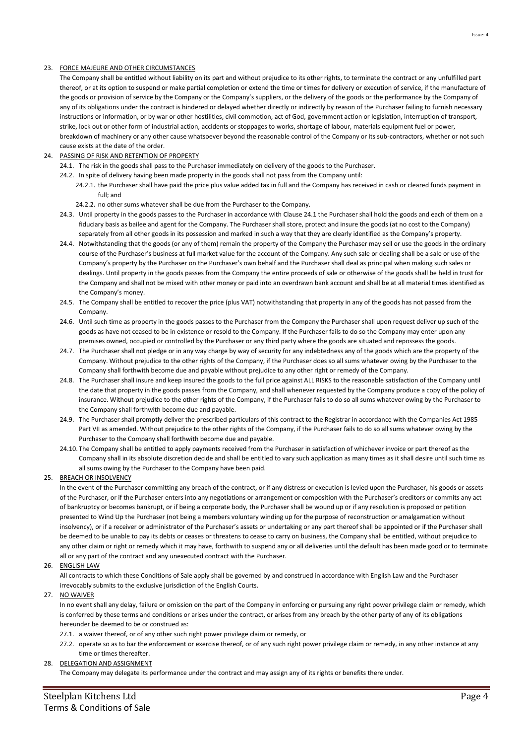23. <u>FORCE MAJEURE AND OTHER CIRCUMSTANCES</u>

The Company shall be entitled without liability on its part and without prejudice to its other rights, to terminate the contract or any unfulfilled part thereof, or at its option to suspend or make partial completion or extend the time or times for delivery or execution of service, if the manufacture of the goods or provision of service by the Company or the Company's suppliers, or the delivery of the goods or the performance by the Company of any of its obligations under the contract is hindered or delayed whether directly or indirectly by reason of the Purchaser failing to furnish necessary instructions or information, or by war or other hostilities, civil commotion, act of God, government action or legislation, interruption of transport, strike, lock out or other form of industrial action, accidents or stoppages to works, shortage of labour, materials equipment fuel or power, breakdown of machinery or any other cause whatsoever beyond the reasonable control of the Company or its sub-contractors, whether or not such cause exists at the date of the order.

24. <u>PASSING OF RISK AND RETENTION OF PROPERTY</u>

24.1. The risk in the goods shall pass to the Purchaser immediately on delivery of the goods to the Purchaser.

24.2. In spite of delivery having been made property in the goods shall not pass from the Company until:

24.2.1. the Purchaser shall have paid the price plus value added tax in full and the Company has received in cash or cleared funds payment in full; and

24.2.2. no other sums whatever shall be due from the Purchaser to the Company.

24.3. Until property in the goods passes to the Purchaser in accordance with Clause 24.1 the Purchaser shall hold the goods and each of them on a fiduciary basis as bailee and agent for the Company. The Purchaser shall store, protect and insure the goods (at no cost to the Company) separately from all other goods in its possession and marked in such a way that they are clearly identified as the Company's property.

24.4. Notwithstanding that the goods (or any of them) remain the property of the Company the Purchaser may sell or use the goods in the ordinary course of the Purchaser's business at full market value for the account of the Company. Any such sale or dealing shall be a sale or use of the Company's property by the Purchaser on the Purchaser's own behalf and the Purchaser shall deal as principal when making such sales or dealings. Until property in the goods passes from the Company the entire proceeds of sale or otherwise of the goods shall be held in trust for the Company and shall not be mixed with other money or paid into an overdrawn bank account and shall be at all material times identified as the Company's money.

24.5. The Company shall be entitled to recover the price (plus VAT) notwithstanding that property in any of the goods has not passed from the Company.

24.6. Until such time as property in the goods passes to the Purchaser from the Company the Purchaser shall upon request deliver up such of the goods as have not ceased to be in existence or resold to the Company. If the Purchaser fails to do so the Company may enter upon any premises owned, occupied or controlled by the Purchaser or any third party where the goods are situated and repossess the goods.

24.7. The Purchaser shall not pledge or in any way charge by way of security for any indebtedness any of the goods which are the property of the Company. Without prejudice to the other rights of the Company, if the Purchaser does so all sums whatever owing by the Purchaser to the Company shall forthwith become due and payable without prejudice to any other right or remedy of the Company.

24.8. The Purchaser shall insure and keep insured the goods to the full price against ALL RISKS to the reasonable satisfaction of the Company until the date that property in the goods passes from the Company, and shall whenever requested by the Company produce a copy of the policy of insurance. Without prejudice to the other rights of the Company, if the Purchaser fails to do so all sums whatever owing by the Purchaser to the Company shall forthwith become due and payable.

24.9. The Purchaser shall promptly deliver the prescribed particulars of this contract to the Registrar in accordance with the Companies Act 1985 Part VII as amended. Without prejudice to the other rights of the Company, if the Purchaser fails to do so all sums whatever owing by the Purchaser to the Company shall forthwith become due and payable.

24.10. The Company shall be entitled to apply payments received from the Purchaser in satisfaction of whichever invoice or part thereof as the Company shall in its absolute discretion decide and shall be entitled to vary such application as many times as it shall desire until such time as all sums owing by the Purchaser to the Company have been paid.

25. <u>BREACH OR INSOLVENCY</u>

In the event of the Purchaser committing any breach of the contract, or if any distress or execution is levied upon the Purchaser, his goods or assets of the Purchaser, or if the Purchaser enters into any negotiations or arrangement or composition with the Purchaser's creditors or commits any act of bankruptcy or becomes bankrupt, or if being a corporate body, the Purchaser shall be wound up or if any resolution is proposed or petition presented to Wind Up the Purchaser (not being a members voluntary winding up for the purpose of reconstruction or amalgamation without insolvency), or if a receiver or administrator of the Purchaser's assets or undertaking or any part thereof shall be appointed or if the Purchaser shall be deemed to be unable to pay its debts or ceases or threatens to cease to carry on business, the Company shall be entitled, without prejudice to any other claim or right or remedy which it may have, forthwith to suspend any or all deliveries until the default has been made good or to terminate all or any part of the contract and any unexecuted contract with the Purchaser.

26. <u>ENGLISH LAW</u>

All contracts to which these Conditions of Sale apply shall be governed by and construed in accordance with English Law and the Purchaser irrevocably submits to the exclusive jurisdiction of the English Courts.

27. <u>NO WAIVER</u>

In no event shall any delay, failure or omission on the part of the Company in enforcing or pursuing any right power privilege claim or remedy, which is conferred by these terms and conditions or arises under the contract, or arises from any breach by the other party of any of its obligations hereunder be deemed to be or construed as:

27.1. a waiver thereof, or of any other such right power privilege claim or remedy, or

27.2. operate so as to bar the enforcement or exercise thereof, or of any such right power privilege claim or remedy, in any other instance at any time or times thereafter.

28. <u>DELEGATION AND ASSIGNMENT</u>

The Company may delegate its performance under the contract and may assign any of its rights or benefits there under.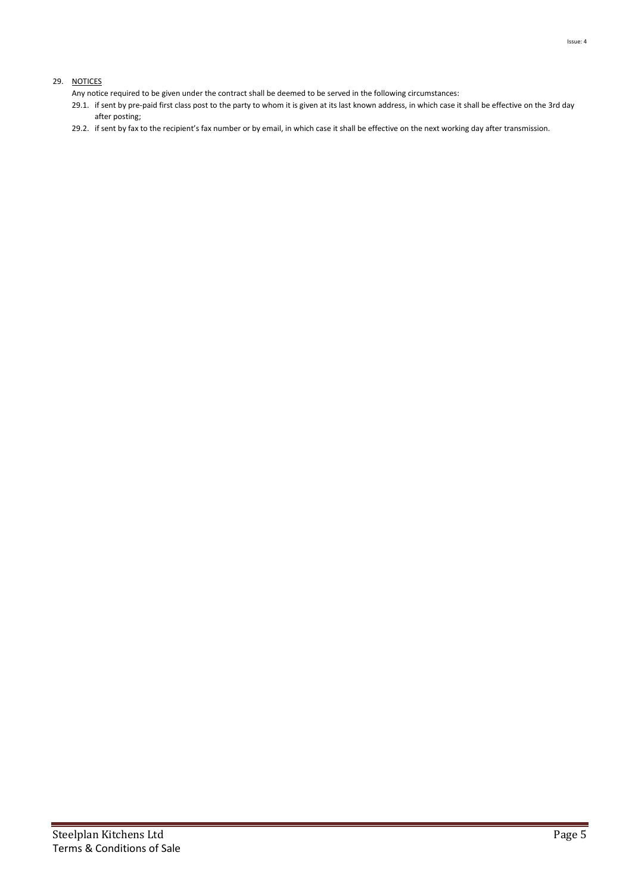29. <u>NOTICES</u>

Any notice required to be given under the contract shall be deemed to be served in the following circumstances:

29.1. if sent by pre-paid first class post to the party to whom it is given at its last known address, in which case it shall be effective on the 3rd day after posting;

29.2. if sent by fax to the recipient's fax number or by email, in which case it shall be effective on the next working day after transmission.